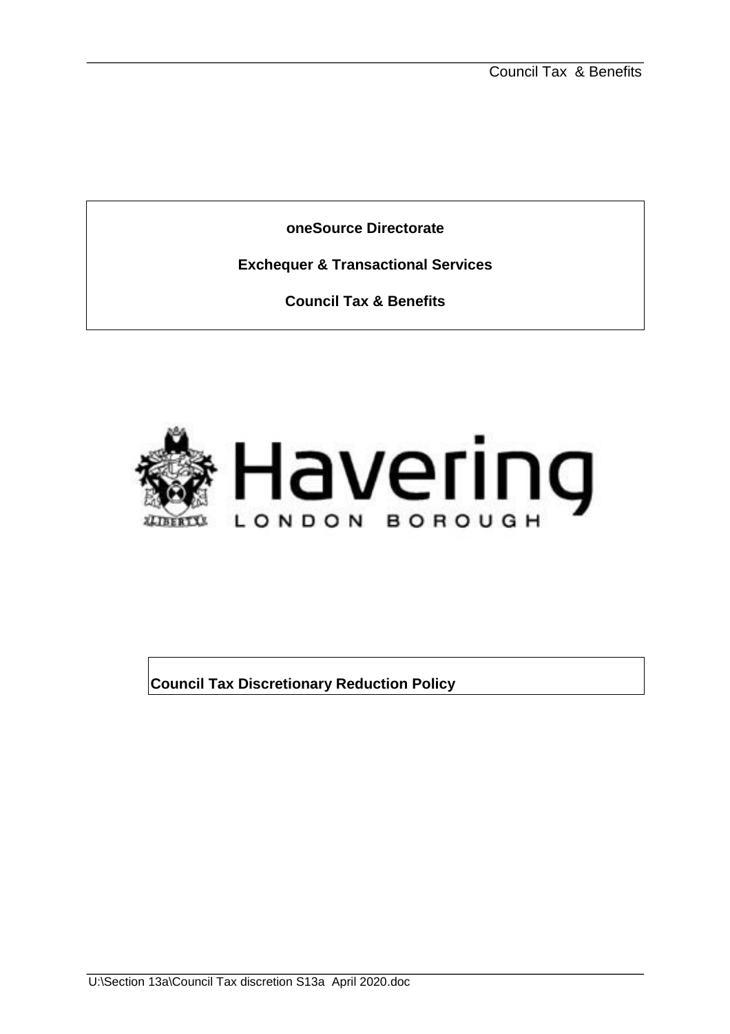**oneSource Directorate**

**Exchequer & Transactional Services**

**Council Tax & Benefits**

Havering

LONDON BOROUGH

# Council Tax Discretionary Reduction Policy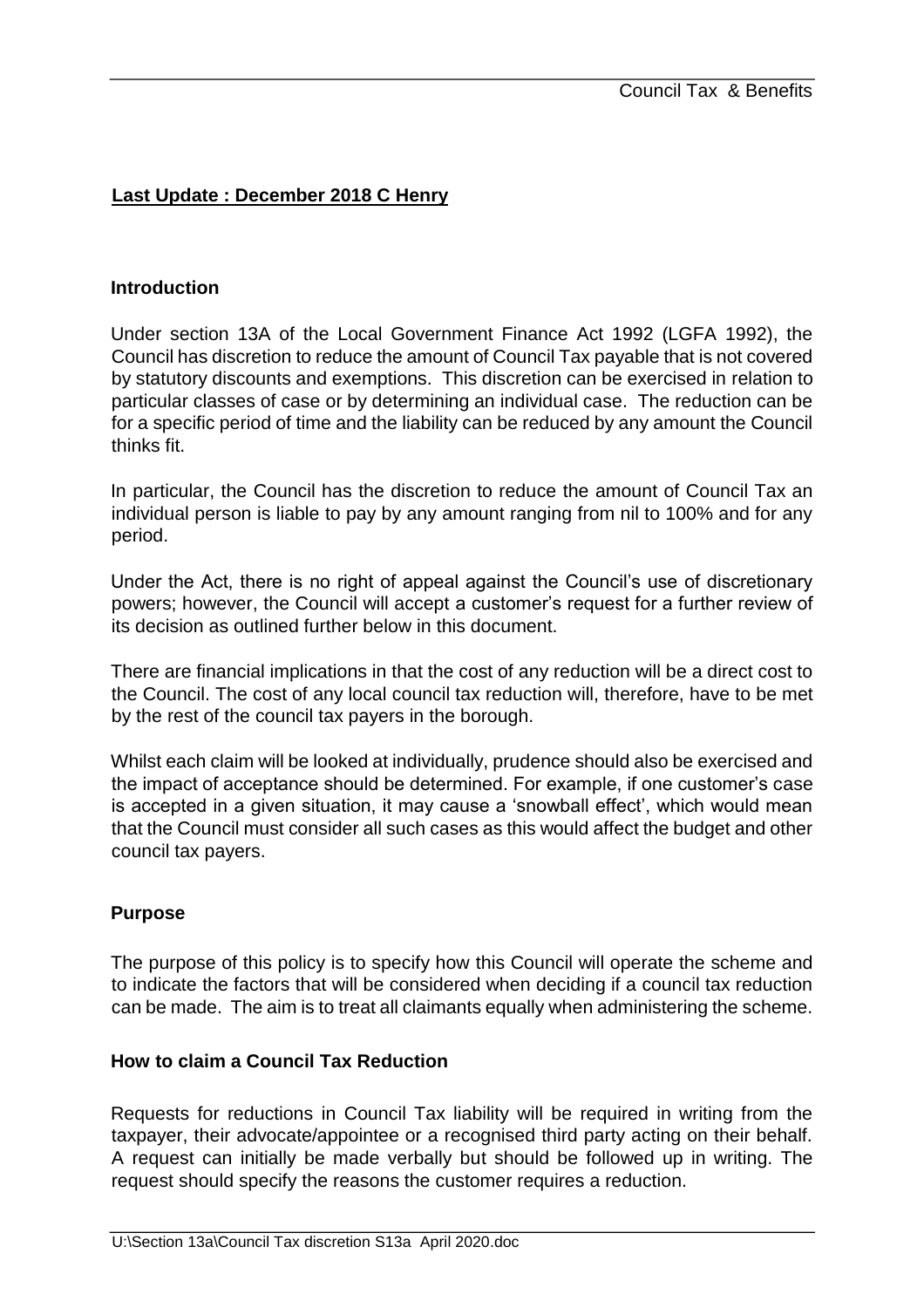**Last Update : December 2018 C Henry**

## Introduction

Under section 13A of the Local Government Finance Act 1992 (LGFA 1992), the Council has discretion to reduce the amount of Council Tax payable that is not covered by statutory discounts and exemptions. This discretion can be exercised in relation to particular classes of case or by determining an individual case. The reduction can be for a specific period of time and the liability can be reduced by any amount the Council thinks fit.

In particular, the Council has the discretion to reduce the amount of Council Tax an individual person is liable to pay by any amount ranging from nil to 100% and for any period.

Under the Act, there is no right of appeal against the Council's use of discretionary powers; however, the Council will accept a customer's request for a further review of its decision as outlined further below in this document.

There are financial implications in that the cost of any reduction will be a direct cost to the Council. The cost of any local council tax reduction will, therefore, have to be met by the rest of the council tax payers in the borough.

Whilst each claim will be looked at individually, prudence should also be exercised and the impact of acceptance should be determined. For example, if one customer's case is accepted in a given situation, it may cause a 'snowball effect', which would mean that the Council must consider all such cases as this would affect the budget and other council tax payers.

## Purpose

The purpose of this policy is to specify how this Council will operate the scheme and to indicate the factors that will be considered when deciding if a council tax reduction can be made. The aim is to treat all claimants equally when administering the scheme.

## How to claim a Council Tax Reduction

Requests for reductions in Council Tax liability will be required in writing from the taxpayer, their advocate/appointee or a recognised third party acting on their behalf. A request can initially be made verbally but should be followed up in writing. The request should specify the reasons the customer requires a reduction.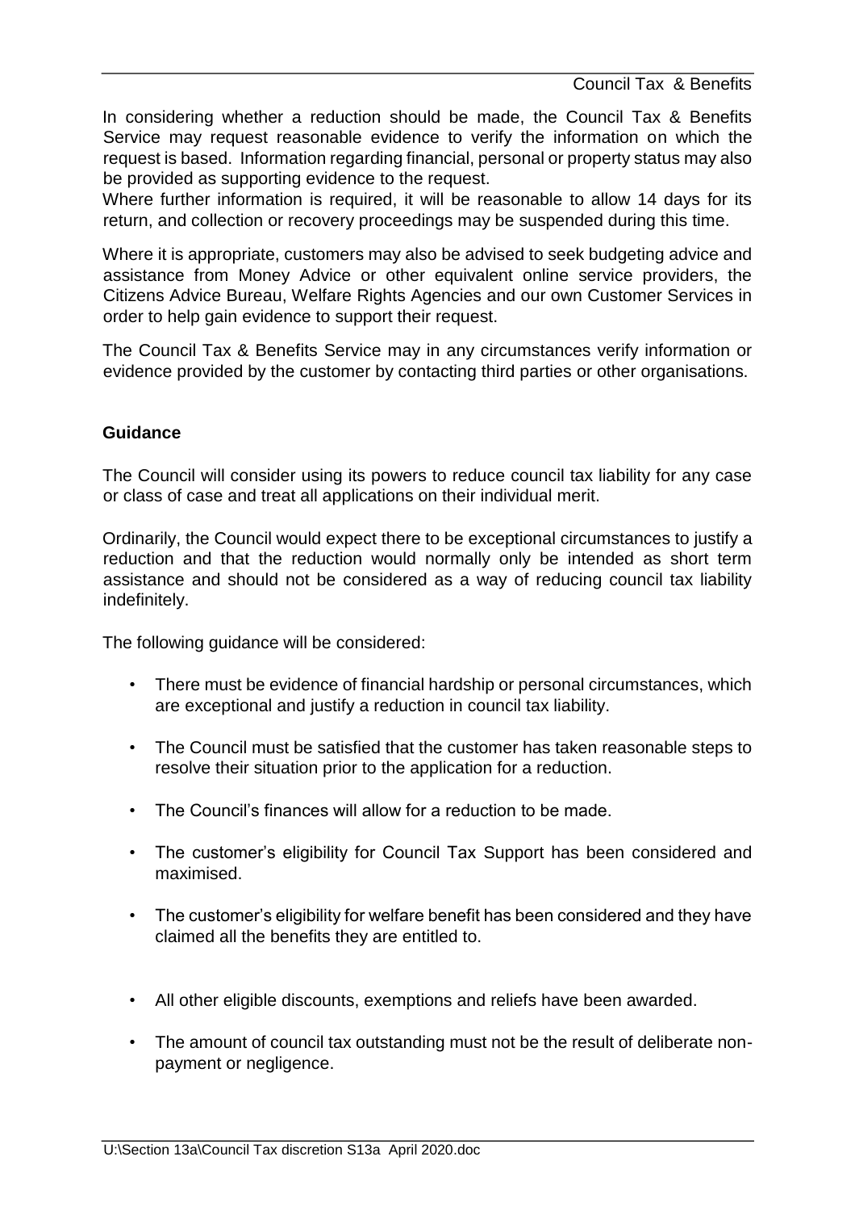In considering whether a reduction should be made, the Council Tax & Benefits Service may request reasonable evidence to verify the information on which the request is based. Information regarding financial, personal or property status may also be provided as supporting evidence to the request.

Where further information is required, it will be reasonable to allow 14 days for its return, and collection or recovery proceedings may be suspended during this time.

Where it is appropriate, customers may also be advised to seek budgeting advice and assistance from Money Advice or other equivalent online service providers, the Citizens Advice Bureau, Welfare Rights Agencies and our own Customer Services in order to help gain evidence to support their request.

The Council Tax & Benefits Service may in any circumstances verify information or evidence provided by the customer by contacting third parties or other organisations.

**Guidance**

The Council will consider using its powers to reduce council tax liability for any case or class of case and treat all applications on their individual merit.

Ordinarily, the Council would expect there to be exceptional circumstances to justify a reduction and that the reduction would normally only be intended as short term assistance and should not be considered as a way of reducing council tax liability indefinitely.

The following guidance will be considered:

- There must be evidence of financial hardship or personal circumstances, which are exceptional and justify a reduction in council tax liability.
- The Council must be satisfied that the customer has taken reasonable steps to resolve their situation prior to the application for a reduction.
- The Council's finances will allow for a reduction to be made.
- The customer's eligibility for Council Tax Support has been considered and maximised.
- The customer's eligibility for welfare benefit has been considered and they have claimed all the benefits they are entitled to.
- All other eligible discounts, exemptions and reliefs have been awarded.
- The amount of council tax outstanding must not be the result of deliberate non-payment or negligence.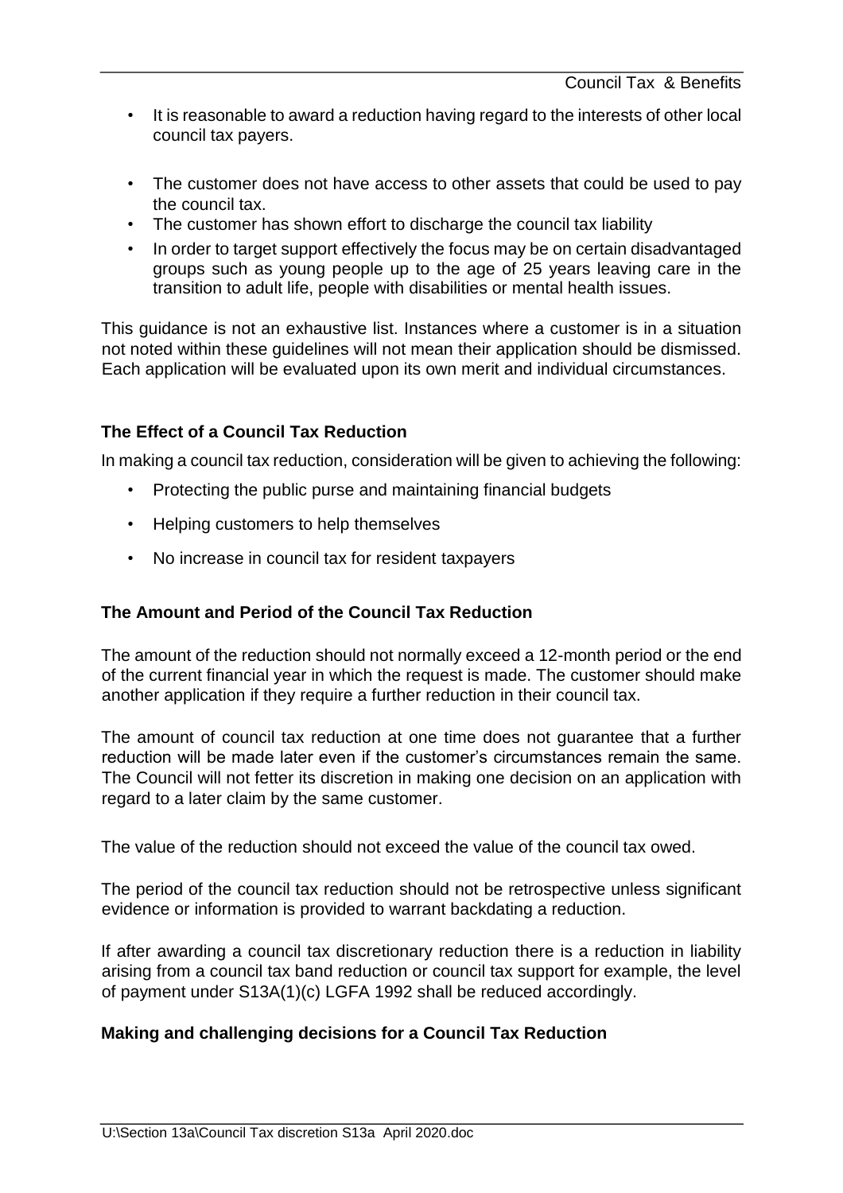- It is reasonable to award a reduction having regard to the interests of other local council tax payers.
- The customer does not have access to other assets that could be used to pay the council tax.
- The customer has shown effort to discharge the council tax liability
- In order to target support effectively the focus may be on certain disadvantaged groups such as young people up to the age of 25 years leaving care in the transition to adult life, people with disabilities or mental health issues.

This guidance is not an exhaustive list. Instances where a customer is in a situation not noted within these guidelines will not mean their application should be dismissed. Each application will be evaluated upon its own merit and individual circumstances.

**The Effect of a Council Tax Reduction**

In making a council tax reduction, consideration will be given to achieving the following:

- Protecting the public purse and maintaining financial budgets
- Helping customers to help themselves
- No increase in council tax for resident taxpayers

**The Amount and Period of the Council Tax Reduction**

The amount of the reduction should not normally exceed a 12-month period or the end of the current financial year in which the request is made. The customer should make another application if they require a further reduction in their council tax.

The amount of council tax reduction at one time does not guarantee that a further reduction will be made later even if the customer's circumstances remain the same. The Council will not fetter its discretion in making one decision on an application with regard to a later claim by the same customer.

The value of the reduction should not exceed the value of the council tax owed.

The period of the council tax reduction should not be retrospective unless significant evidence or information is provided to warrant backdating a reduction.

If after awarding a council tax discretionary reduction there is a reduction in liability arising from a council tax band reduction or council tax support for example, the level of payment under S13A(1)(c) LGFA 1992 shall be reduced accordingly.

**Making and challenging decisions for a Council Tax Reduction**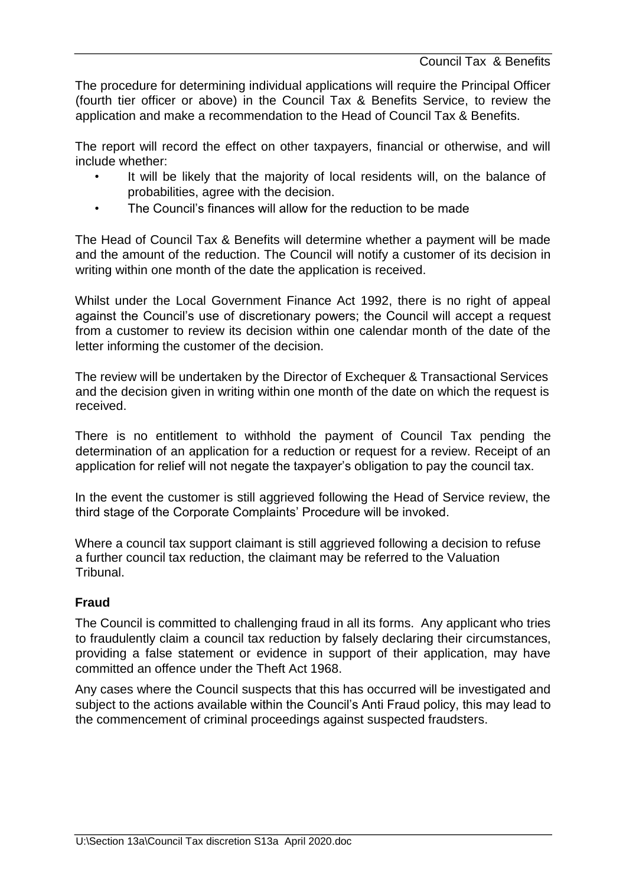The procedure for determining individual applications will require the Principal Officer (fourth tier officer or above) in the Council Tax & Benefits Service, to review the application and make a recommendation to the Head of Council Tax & Benefits.

The report will record the effect on other taxpayers, financial or otherwise, and will include whether:

- It will be likely that the majority of local residents will, on the balance of probabilities, agree with the decision.
- The Council's finances will allow for the reduction to be made

The Head of Council Tax & Benefits will determine whether a payment will be made and the amount of the reduction. The Council will notify a customer of its decision in writing within one month of the date the application is received.

Whilst under the Local Government Finance Act 1992, there is no right of appeal against the Council's use of discretionary powers; the Council will accept a request from a customer to review its decision within one calendar month of the date of the letter informing the customer of the decision.

The review will be undertaken by the Director of Exchequer & Transactional Services and the decision given in writing within one month of the date on which the request is received.

There is no entitlement to withhold the payment of Council Tax pending the determination of an application for a reduction or request for a review. Receipt of an application for relief will not negate the taxpayer's obligation to pay the council tax.

In the event the customer is still aggrieved following the Head of Service review, the third stage of the Corporate Complaints' Procedure will be invoked.

Where a council tax support claimant is still aggrieved following a decision to refuse a further council tax reduction, the claimant may be referred to the Valuation Tribunal.

**Fraud**

The Council is committed to challenging fraud in all its forms. Any applicant who tries to fraudulently claim a council tax reduction by falsely declaring their circumstances, providing a false statement or evidence in support of their application, may have committed an offence under the Theft Act 1968.

Any cases where the Council suspects that this has occurred will be investigated and subject to the actions available within the Council's Anti Fraud policy, this may lead to the commencement of criminal proceedings against suspected fraudsters.